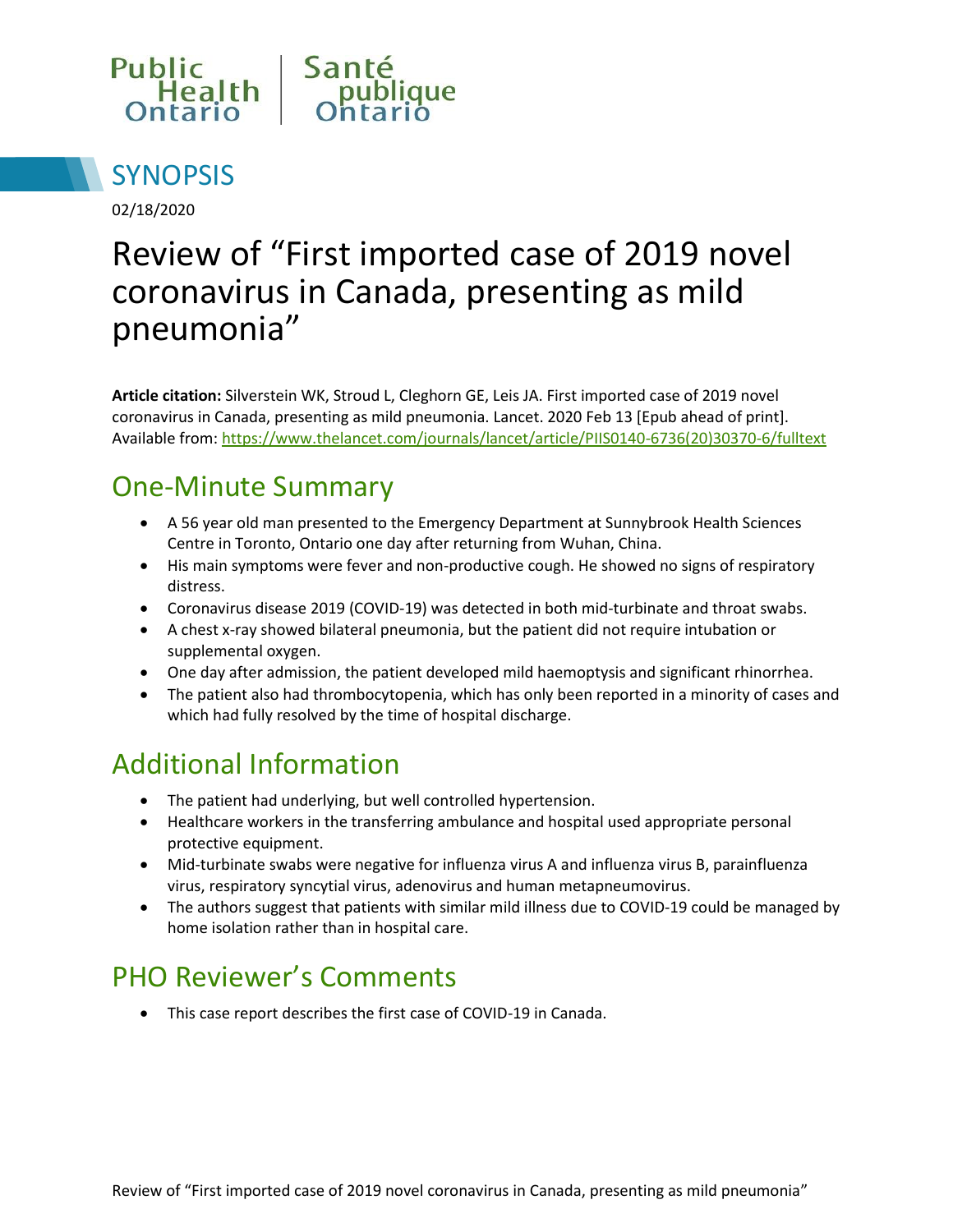Public Health Ontario | Santé publique Ontario

# SYNOPSIS

02/18/2020

# Review of "First imported case of 2019 novel coronavirus in Canada, presenting as mild pneumonia"

**Article citation:** Silverstein WK, Stroud L, Cleghorn GE, Leis JA. First imported case of 2019 novel coronavirus in Canada, presenting as mild pneumonia. Lancet. 2020 Feb 13 [Epub ahead of print]. Available from: https://www.thelancet.com/journals/lancet/article/PIIS0140-6736(20)30370-6/fulltext

## One-Minute Summary

- A 56 year old man presented to the Emergency Department at Sunnybrook Health Sciences Centre in Toronto, Ontario one day after returning from Wuhan, China.
- His main symptoms were fever and non-productive cough. He showed no signs of respiratory distress.
- Coronavirus disease 2019 (COVID-19) was detected in both mid-turbinate and throat swabs.
- A chest x-ray showed bilateral pneumonia, but the patient did not require intubation or supplemental oxygen.
- One day after admission, the patient developed mild haemoptysis and significant rhinorrhea.
- The patient also had thrombocytopenia, which has only been reported in a minority of cases and which had fully resolved by the time of hospital discharge.

## Additional Information

- The patient had underlying, but well controlled hypertension.
- Healthcare workers in the transferring ambulance and hospital used appropriate personal protective equipment.
- Mid-turbinate swabs were negative for influenza virus A and influenza virus B, parainfluenza virus, respiratory syncytial virus, adenovirus and human metapneumovirus.
- The authors suggest that patients with similar mild illness due to COVID-19 could be managed by home isolation rather than in hospital care.

## PHO Reviewer's Comments

- This case report describes the first case of COVID-19 in Canada.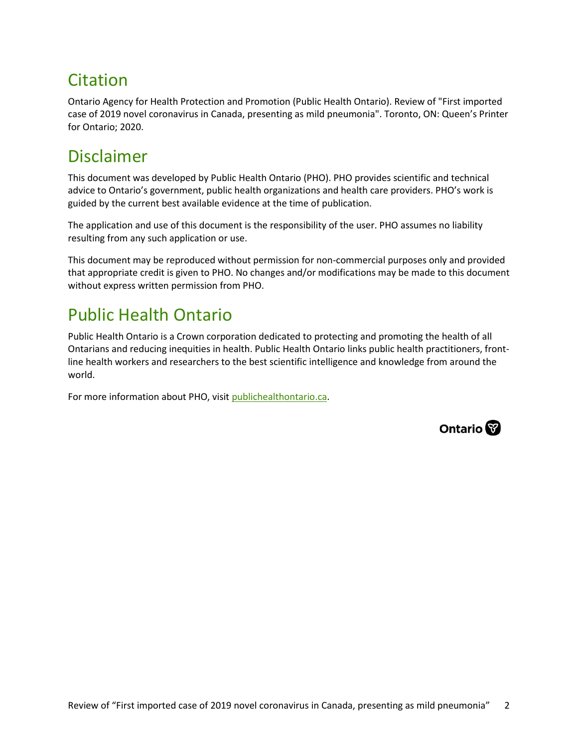## Citation

Ontario Agency for Health Protection and Promotion (Public Health Ontario). Review of "First imported case of 2019 novel coronavirus in Canada, presenting as mild pneumonia". Toronto, ON: Queen's Printer for Ontario; 2020.

## Disclaimer

This document was developed by Public Health Ontario (PHO). PHO provides scientific and technical advice to Ontario's government, public health organizations and health care providers. PHO's work is guided by the current best available evidence at the time of publication.

The application and use of this document is the responsibility of the user. PHO assumes no liability resulting from any such application or use.

This document may be reproduced without permission for non-commercial purposes only and provided that appropriate credit is given to PHO. No changes and/or modifications may be made to this document without express written permission from PHO.

## Public Health Ontario

Public Health Ontario is a Crown corporation dedicated to protecting and promoting the health of all Ontarians and reducing inequities in health. Public Health Ontario links public health practitioners, front-line health workers and researchers to the best scientific intelligence and knowledge from around the world.

For more information about PHO, visit publichealthontario.ca.

Ontario